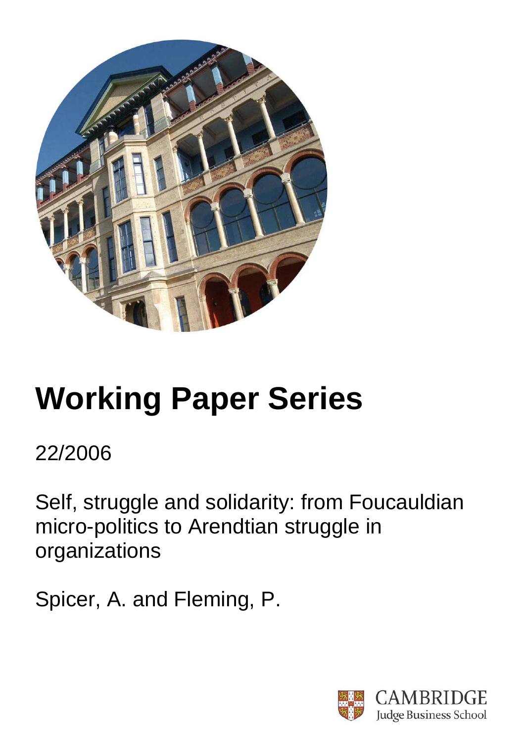# Working Paper Series

22/2006

Self, struggle and solidarity: from Foucauldian micro-politics to Arendtian struggle in organizations

Spicer, A. and Fleming, P.

CAMBRIDGE
Judge Business School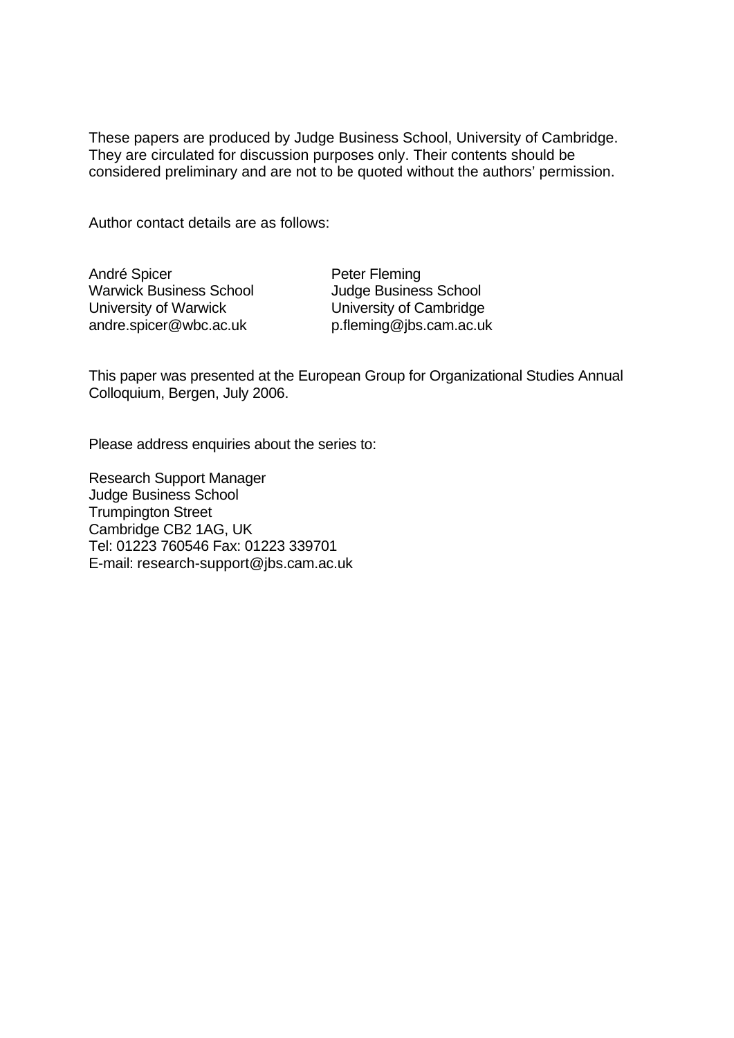These papers are produced by Judge Business School, University of Cambridge. They are circulated for discussion purposes only. Their contents should be considered preliminary and are not to be quoted without the authors' permission.

Author contact details are as follows:

André Spicer
Warwick Business School
University of Warwick
andre.spicer@wbc.ac.uk

Peter Fleming
Judge Business School
University of Cambridge
p.fleming@jbs.cam.ac.uk

This paper was presented at the European Group for Organizational Studies Annual Colloquium, Bergen, July 2006.

Please address enquiries about the series to:

Research Support Manager
Judge Business School
Trumpington Street
Cambridge CB2 1AG, UK
Tel: 01223 760546 Fax: 01223 339701
E-mail: research-support@jbs.cam.ac.uk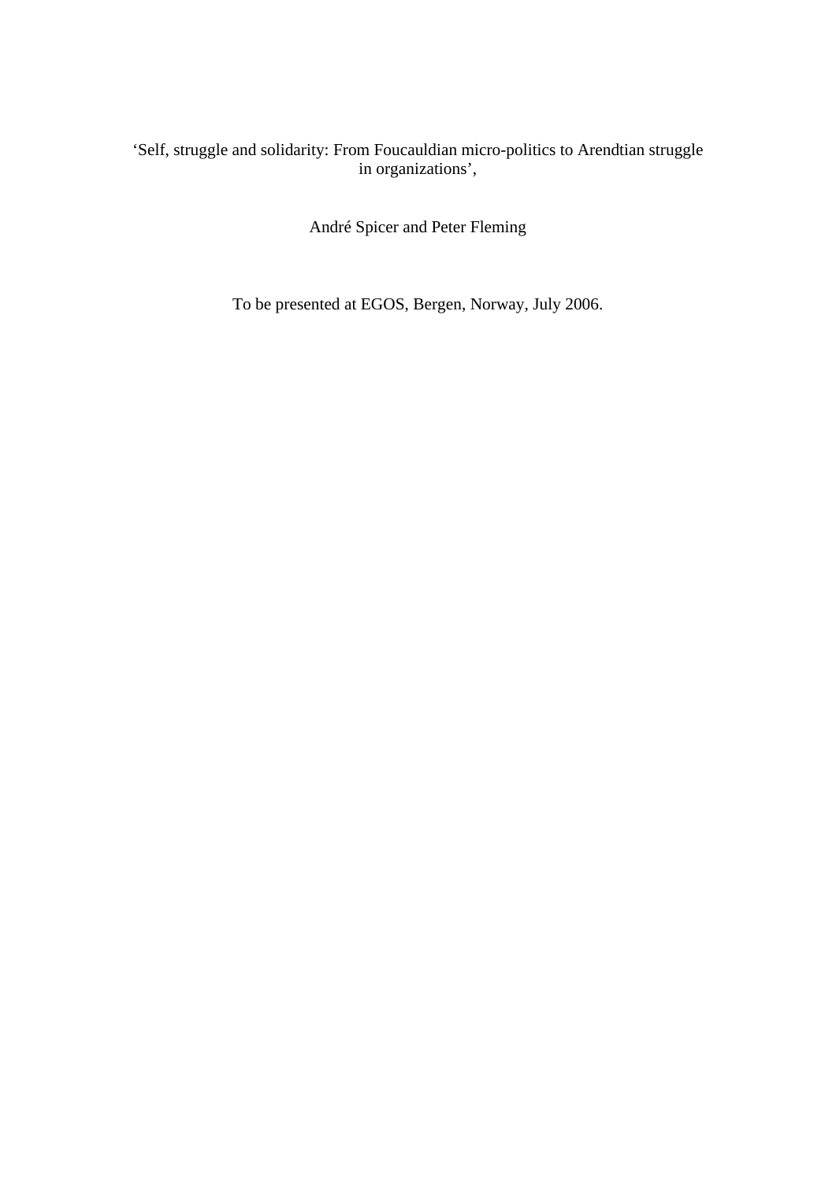# 'Self, struggle and solidarity: From Foucauldian micro-politics to Arendtian struggle in organizations',

André Spicer and Peter Fleming

To be presented at EGOS, Bergen, Norway, July 2006.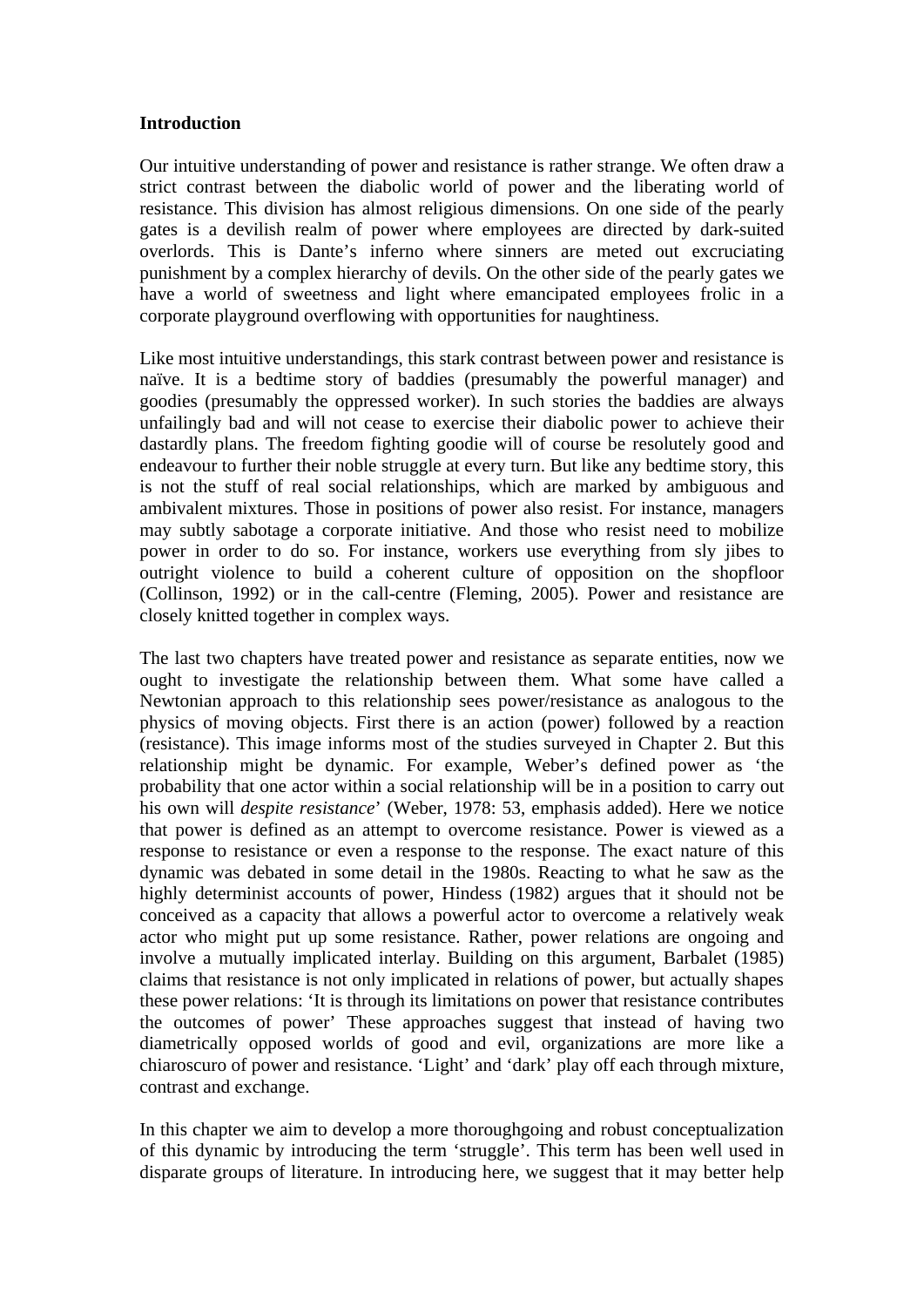**Introduction**

Our intuitive understanding of power and resistance is rather strange. We often draw a strict contrast between the diabolic world of power and the liberating world of resistance. This division has almost religious dimensions. On one side of the pearly gates is a devilish realm of power where employees are directed by dark-suited overlords. This is Dante's inferno where sinners are meted out excruciating punishment by a complex hierarchy of devils. On the other side of the pearly gates we have a world of sweetness and light where emancipated employees frolic in a corporate playground overflowing with opportunities for naughtiness.

Like most intuitive understandings, this stark contrast between power and resistance is naïve. It is a bedtime story of baddies (presumably the powerful manager) and goodies (presumably the oppressed worker). In such stories the baddies are always unfailingly bad and will not cease to exercise their diabolic power to achieve their dastardly plans. The freedom fighting goodie will of course be resolutely good and endeavour to further their noble struggle at every turn. But like any bedtime story, this is not the stuff of real social relationships, which are marked by ambiguous and ambivalent mixtures. Those in positions of power also resist. For instance, managers may subtly sabotage a corporate initiative. And those who resist need to mobilize power in order to do so. For instance, workers use everything from sly jibes to outright violence to build a coherent culture of opposition on the shopfloor (Collinson, 1992) or in the call-centre (Fleming, 2005). Power and resistance are closely knitted together in complex ways.

The last two chapters have treated power and resistance as separate entities, now we ought to investigate the relationship between them. What some have called a Newtonian approach to this relationship sees power/resistance as analogous to the physics of moving objects. First there is an action (power) followed by a reaction (resistance). This image informs most of the studies surveyed in Chapter 2. But this relationship might be dynamic. For example, Weber's defined power as 'the probability that one actor within a social relationship will be in a position to carry out his own will *despite resistance*' (Weber, 1978: 53, emphasis added). Here we notice that power is defined as an attempt to overcome resistance. Power is viewed as a response to resistance or even a response to the response. The exact nature of this dynamic was debated in some detail in the 1980s. Reacting to what he saw as the highly determinist accounts of power, Hindess (1982) argues that it should not be conceived as a capacity that allows a powerful actor to overcome a relatively weak actor who might put up some resistance. Rather, power relations are ongoing and involve a mutually implicated interlay. Building on this argument, Barbalet (1985) claims that resistance is not only implicated in relations of power, but actually shapes these power relations: 'It is through its limitations on power that resistance contributes the outcomes of power' These approaches suggest that instead of having two diametrically opposed worlds of good and evil, organizations are more like a chiaroscuro of power and resistance. 'Light' and 'dark' play off each through mixture, contrast and exchange.

In this chapter we aim to develop a more thoroughgoing and robust conceptualization of this dynamic by introducing the term 'struggle'. This term has been well used in disparate groups of literature. In introducing here, we suggest that it may better help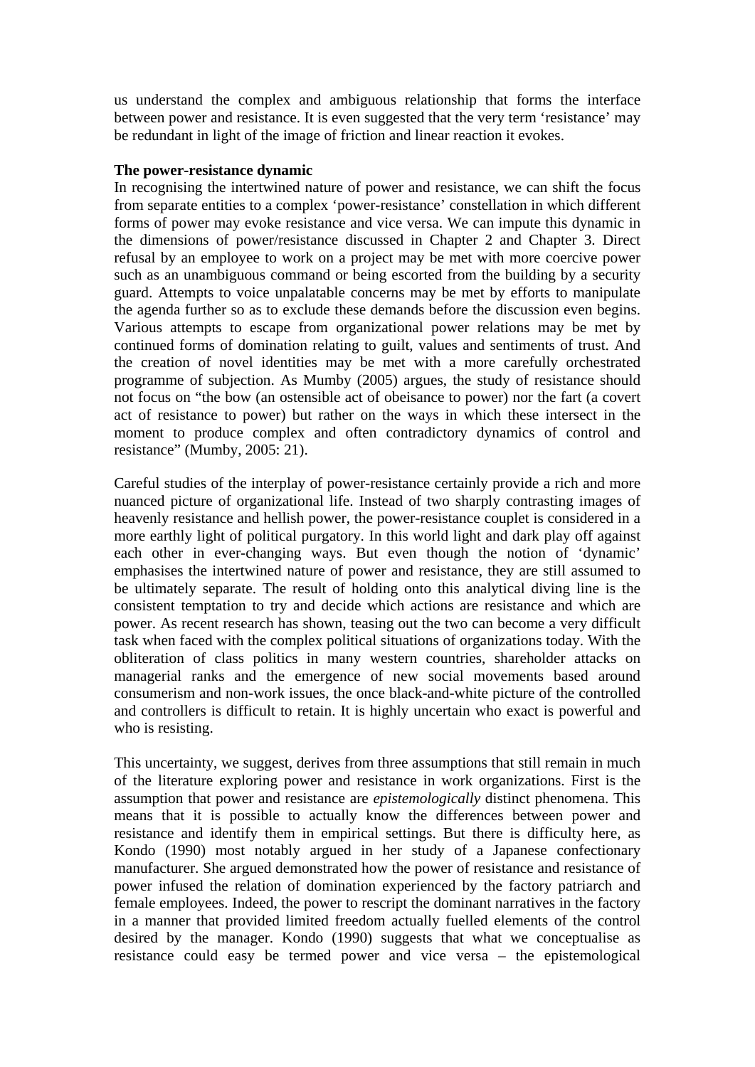us understand the complex and ambiguous relationship that forms the interface between power and resistance. It is even suggested that the very term 'resistance' may be redundant in light of the image of friction and linear reaction it evokes.

**The power-resistance dynamic**

In recognising the intertwined nature of power and resistance, we can shift the focus from separate entities to a complex 'power-resistance' constellation in which different forms of power may evoke resistance and vice versa. We can impute this dynamic in the dimensions of power/resistance discussed in Chapter 2 and Chapter 3. Direct refusal by an employee to work on a project may be met with more coercive power such as an unambiguous command or being escorted from the building by a security guard. Attempts to voice unpalatable concerns may be met by efforts to manipulate the agenda further so as to exclude these demands before the discussion even begins. Various attempts to escape from organizational power relations may be met by continued forms of domination relating to guilt, values and sentiments of trust. And the creation of novel identities may be met with a more carefully orchestrated programme of subjection. As Mumby (2005) argues, the study of resistance should not focus on "the bow (an ostensible act of obeisance to power) nor the fart (a covert act of resistance to power) but rather on the ways in which these intersect in the moment to produce complex and often contradictory dynamics of control and resistance" (Mumby, 2005: 21).

Careful studies of the interplay of power-resistance certainly provide a rich and more nuanced picture of organizational life. Instead of two sharply contrasting images of heavenly resistance and hellish power, the power-resistance couplet is considered in a more earthly light of political purgatory. In this world light and dark play off against each other in ever-changing ways. But even though the notion of 'dynamic' emphasises the intertwined nature of power and resistance, they are still assumed to be ultimately separate. The result of holding onto this analytical diving line is the consistent temptation to try and decide which actions are resistance and which are power. As recent research has shown, teasing out the two can become a very difficult task when faced with the complex political situations of organizations today. With the obliteration of class politics in many western countries, shareholder attacks on managerial ranks and the emergence of new social movements based around consumerism and non-work issues, the once black-and-white picture of the controlled and controllers is difficult to retain. It is highly uncertain who exact is powerful and who is resisting.

This uncertainty, we suggest, derives from three assumptions that still remain in much of the literature exploring power and resistance in work organizations. First is the assumption that power and resistance are *epistemologically* distinct phenomena. This means that it is possible to actually know the differences between power and resistance and identify them in empirical settings. But there is difficulty here, as Kondo (1990) most notably argued in her study of a Japanese confectionary manufacturer. She argued demonstrated how the power of resistance and resistance of power infused the relation of domination experienced by the factory patriarch and female employees. Indeed, the power to rescript the dominant narratives in the factory in a manner that provided limited freedom actually fuelled elements of the control desired by the manager. Kondo (1990) suggests that what we conceptualise as resistance could easy be termed power and vice versa – the epistemological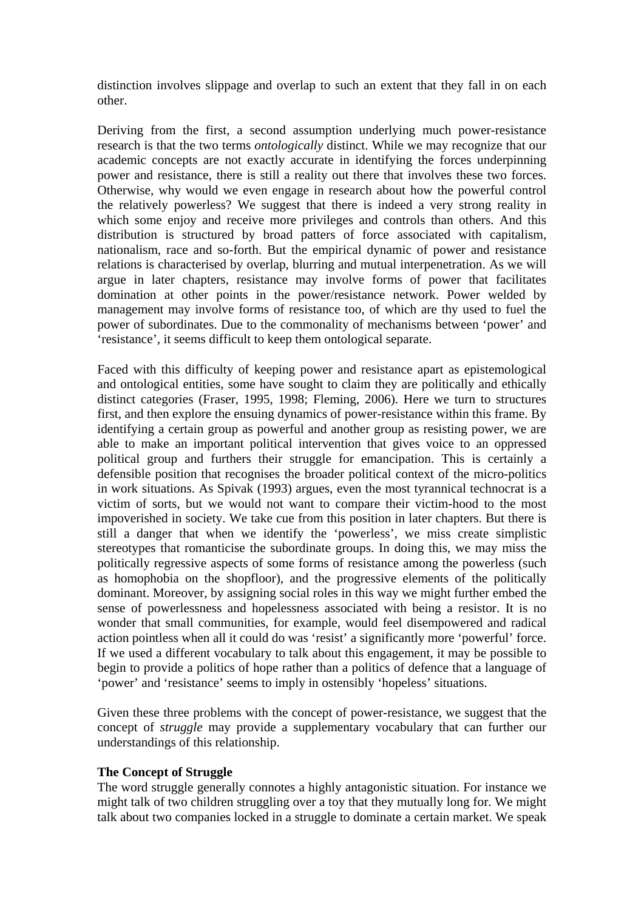distinction involves slippage and overlap to such an extent that they fall in on each other.

Deriving from the first, a second assumption underlying much power-resistance research is that the two terms *ontologically* distinct. While we may recognize that our academic concepts are not exactly accurate in identifying the forces underpinning power and resistance, there is still a reality out there that involves these two forces. Otherwise, why would we even engage in research about how the powerful control the relatively powerless? We suggest that there is indeed a very strong reality in which some enjoy and receive more privileges and controls than others. And this distribution is structured by broad patters of force associated with capitalism, nationalism, race and so-forth. But the empirical dynamic of power and resistance relations is characterised by overlap, blurring and mutual interpenetration. As we will argue in later chapters, resistance may involve forms of power that facilitates domination at other points in the power/resistance network. Power welded by management may involve forms of resistance too, of which are thy used to fuel the power of subordinates. Due to the commonality of mechanisms between 'power' and 'resistance', it seems difficult to keep them ontological separate.

Faced with this difficulty of keeping power and resistance apart as epistemological and ontological entities, some have sought to claim they are politically and ethically distinct categories (Fraser, 1995, 1998; Fleming, 2006). Here we turn to structures first, and then explore the ensuing dynamics of power-resistance within this frame. By identifying a certain group as powerful and another group as resisting power, we are able to make an important political intervention that gives voice to an oppressed political group and furthers their struggle for emancipation. This is certainly a defensible position that recognises the broader political context of the micro-politics in work situations. As Spivak (1993) argues, even the most tyrannical technocrat is a victim of sorts, but we would not want to compare their victim-hood to the most impoverished in society. We take cue from this position in later chapters. But there is still a danger that when we identify the 'powerless', we miss create simplistic stereotypes that romanticise the subordinate groups. In doing this, we may miss the politically regressive aspects of some forms of resistance among the powerless (such as homophobia on the shopfloor), and the progressive elements of the politically dominant. Moreover, by assigning social roles in this way we might further embed the sense of powerlessness and hopelessness associated with being a resistor. It is no wonder that small communities, for example, would feel disempowered and radical action pointless when all it could do was 'resist' a significantly more 'powerful' force. If we used a different vocabulary to talk about this engagement, it may be possible to begin to provide a politics of hope rather than a politics of defence that a language of 'power' and 'resistance' seems to imply in ostensibly 'hopeless' situations.

Given these three problems with the concept of power-resistance, we suggest that the concept of *struggle* may provide a supplementary vocabulary that can further our understandings of this relationship.

**The Concept of Struggle**

The word struggle generally connotes a highly antagonistic situation. For instance we might talk of two children struggling over a toy that they mutually long for. We might talk about two companies locked in a struggle to dominate a certain market. We speak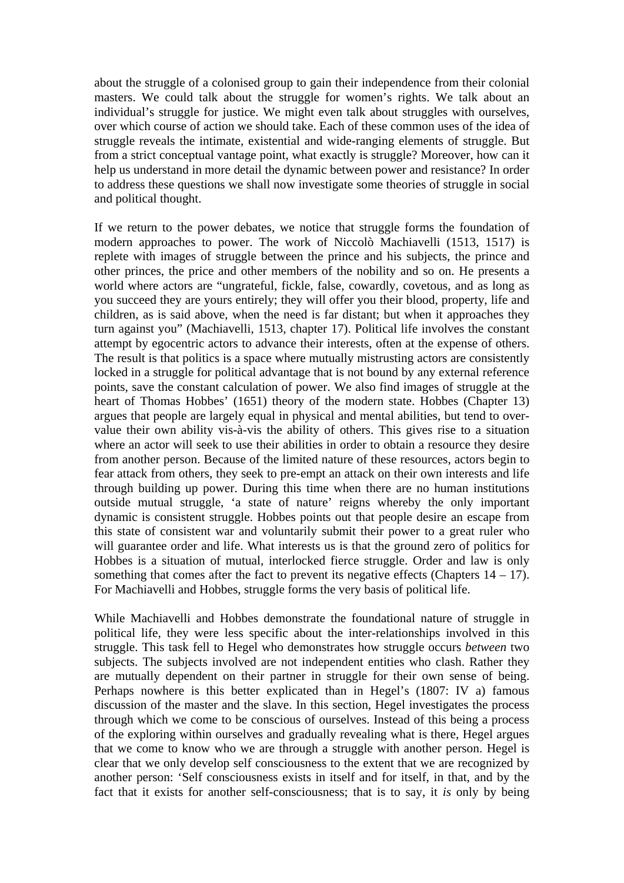about the struggle of a colonised group to gain their independence from their colonial masters. We could talk about the struggle for women's rights. We talk about an individual's struggle for justice. We might even talk about struggles with ourselves, over which course of action we should take. Each of these common uses of the idea of struggle reveals the intimate, existential and wide-ranging elements of struggle. But from a strict conceptual vantage point, what exactly is struggle? Moreover, how can it help us understand in more detail the dynamic between power and resistance? In order to address these questions we shall now investigate some theories of struggle in social and political thought.

If we return to the power debates, we notice that struggle forms the foundation of modern approaches to power. The work of Niccolò Machiavelli (1513, 1517) is replete with images of struggle between the prince and his subjects, the prince and other princes, the price and other members of the nobility and so on. He presents a world where actors are "ungrateful, fickle, false, cowardly, covetous, and as long as you succeed they are yours entirely; they will offer you their blood, property, life and children, as is said above, when the need is far distant; but when it approaches they turn against you" (Machiavelli, 1513, chapter 17). Political life involves the constant attempt by egocentric actors to advance their interests, often at the expense of others. The result is that politics is a space where mutually mistrusting actors are consistently locked in a struggle for political advantage that is not bound by any external reference points, save the constant calculation of power. We also find images of struggle at the heart of Thomas Hobbes' (1651) theory of the modern state. Hobbes (Chapter 13) argues that people are largely equal in physical and mental abilities, but tend to over-value their own ability vis-à-vis the ability of others. This gives rise to a situation where an actor will seek to use their abilities in order to obtain a resource they desire from another person. Because of the limited nature of these resources, actors begin to fear attack from others, they seek to pre-empt an attack on their own interests and life through building up power. During this time when there are no human institutions outside mutual struggle, 'a state of nature' reigns whereby the only important dynamic is consistent struggle. Hobbes points out that people desire an escape from this state of consistent war and voluntarily submit their power to a great ruler who will guarantee order and life. What interests us is that the ground zero of politics for Hobbes is a situation of mutual, interlocked fierce struggle. Order and law is only something that comes after the fact to prevent its negative effects (Chapters 14 – 17). For Machiavelli and Hobbes, struggle forms the very basis of political life.

While Machiavelli and Hobbes demonstrate the foundational nature of struggle in political life, they were less specific about the inter-relationships involved in this struggle. This task fell to Hegel who demonstrates how struggle occurs *between* two subjects. The subjects involved are not independent entities who clash. Rather they are mutually dependent on their partner in struggle for their own sense of being. Perhaps nowhere is this better explicated than in Hegel's (1807: IV a) famous discussion of the master and the slave. In this section, Hegel investigates the process through which we come to be conscious of ourselves. Instead of this being a process of the exploring within ourselves and gradually revealing what is there, Hegel argues that we come to know who we are through a struggle with another person. Hegel is clear that we only develop self consciousness to the extent that we are recognized by another person: 'Self consciousness exists in itself and for itself, in that, and by the fact that it exists for another self-consciousness; that is to say, it *is* only by being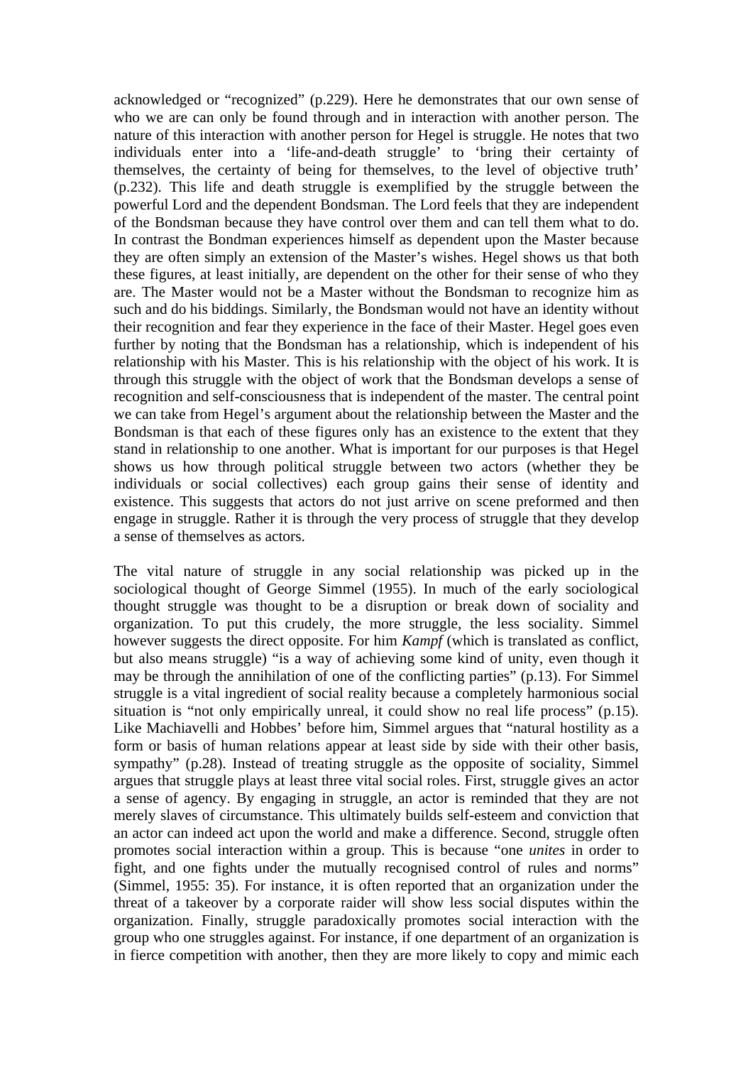acknowledged or "recognized" (p.229). Here he demonstrates that our own sense of who we are can only be found through and in interaction with another person. The nature of this interaction with another person for Hegel is struggle. He notes that two individuals enter into a 'life-and-death struggle' to 'bring their certainty of themselves, the certainty of being for themselves, to the level of objective truth' (p.232). This life and death struggle is exemplified by the struggle between the powerful Lord and the dependent Bondsman. The Lord feels that they are independent of the Bondsman because they have control over them and can tell them what to do. In contrast the Bondman experiences himself as dependent upon the Master because they are often simply an extension of the Master's wishes. Hegel shows us that both these figures, at least initially, are dependent on the other for their sense of who they are. The Master would not be a Master without the Bondsman to recognize him as such and do his biddings. Similarly, the Bondsman would not have an identity without their recognition and fear they experience in the face of their Master. Hegel goes even further by noting that the Bondsman has a relationship, which is independent of his relationship with his Master. This is his relationship with the object of his work. It is through this struggle with the object of work that the Bondsman develops a sense of recognition and self-consciousness that is independent of the master. The central point we can take from Hegel's argument about the relationship between the Master and the Bondsman is that each of these figures only has an existence to the extent that they stand in relationship to one another. What is important for our purposes is that Hegel shows us how through political struggle between two actors (whether they be individuals or social collectives) each group gains their sense of identity and existence. This suggests that actors do not just arrive on scene preformed and then engage in struggle. Rather it is through the very process of struggle that they develop a sense of themselves as actors.

The vital nature of struggle in any social relationship was picked up in the sociological thought of George Simmel (1955). In much of the early sociological thought struggle was thought to be a disruption or break down of sociality and organization. To put this crudely, the more struggle, the less sociality. Simmel however suggests the direct opposite. For him *Kampf* (which is translated as conflict, but also means struggle) "is a way of achieving some kind of unity, even though it may be through the annihilation of one of the conflicting parties" (p.13). For Simmel struggle is a vital ingredient of social reality because a completely harmonious social situation is "not only empirically unreal, it could show no real life process" (p.15). Like Machiavelli and Hobbes' before him, Simmel argues that "natural hostility as a form or basis of human relations appear at least side by side with their other basis, sympathy" (p.28). Instead of treating struggle as the opposite of sociality, Simmel argues that struggle plays at least three vital social roles. First, struggle gives an actor a sense of agency. By engaging in struggle, an actor is reminded that they are not merely slaves of circumstance. This ultimately builds self-esteem and conviction that an actor can indeed act upon the world and make a difference. Second, struggle often promotes social interaction within a group. This is because "one *unites* in order to fight, and one fights under the mutually recognised control of rules and norms" (Simmel, 1955: 35). For instance, it is often reported that an organization under the threat of a takeover by a corporate raider will show less social disputes within the organization. Finally, struggle paradoxically promotes social interaction with the group who one struggles against. For instance, if one department of an organization is in fierce competition with another, then they are more likely to copy and mimic each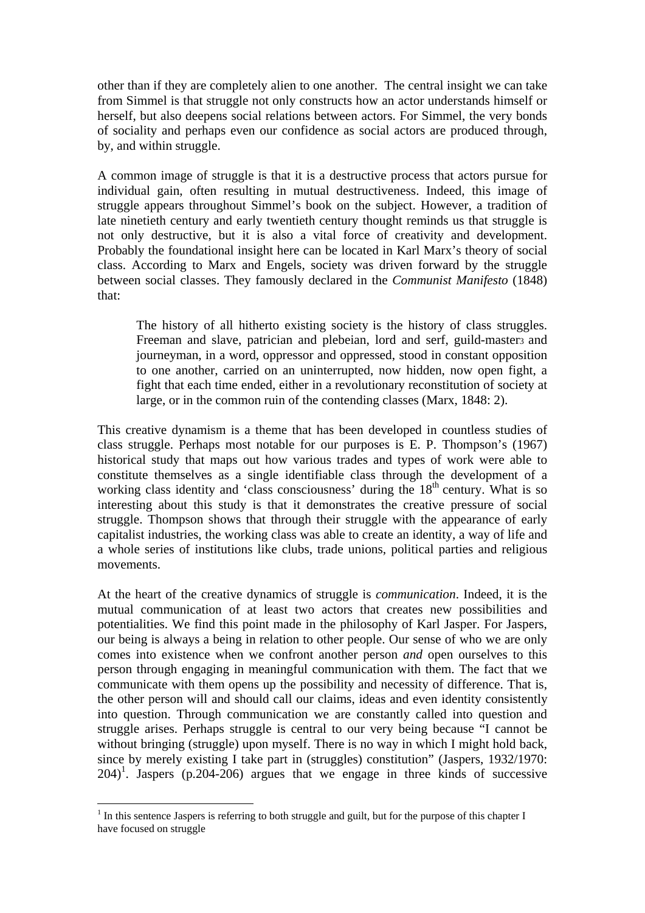other than if they are completely alien to one another. The central insight we can take from Simmel is that struggle not only constructs how an actor understands himself or herself, but also deepens social relations between actors. For Simmel, the very bonds of sociality and perhaps even our confidence as social actors are produced through, by, and within struggle.

A common image of struggle is that it is a destructive process that actors pursue for individual gain, often resulting in mutual destructiveness. Indeed, this image of struggle appears throughout Simmel's book on the subject. However, a tradition of late ninetieth century and early twentieth century thought reminds us that struggle is not only destructive, but it is also a vital force of creativity and development. Probably the foundational insight here can be located in Karl Marx's theory of social class. According to Marx and Engels, society was driven forward by the struggle between social classes. They famously declared in the *Communist Manifesto* (1848) that:

> The history of all hitherto existing society is the history of class struggles. Freeman and slave, patrician and plebeian, lord and serf, guild-master3 and journeyman, in a word, oppressor and oppressed, stood in constant opposition to one another, carried on an uninterrupted, now hidden, now open fight, a fight that each time ended, either in a revolutionary reconstitution of society at large, or in the common ruin of the contending classes (Marx, 1848: 2).

This creative dynamism is a theme that has been developed in countless studies of class struggle. Perhaps most notable for our purposes is E. P. Thompson's (1967) historical study that maps out how various trades and types of work were able to constitute themselves as a single identifiable class through the development of a working class identity and 'class consciousness' during the 18th century. What is so interesting about this study is that it demonstrates the creative pressure of social struggle. Thompson shows that through their struggle with the appearance of early capitalist industries, the working class was able to create an identity, a way of life and a whole series of institutions like clubs, trade unions, political parties and religious movements.

At the heart of the creative dynamics of struggle is *communication*. Indeed, it is the mutual communication of at least two actors that creates new possibilities and potentialities. We find this point made in the philosophy of Karl Jasper. For Jaspers, our being is always a being in relation to other people. Our sense of who we are only comes into existence when we confront another person *and* open ourselves to this person through engaging in meaningful communication with them. The fact that we communicate with them opens up the possibility and necessity of difference. That is, the other person will and should call our claims, ideas and even identity consistently into question. Through communication we are constantly called into question and struggle arises. Perhaps struggle is central to our very being because "I cannot be without bringing (struggle) upon myself. There is no way in which I might hold back, since by merely existing I take part in (struggles) constitution" (Jaspers, 1932/1970: 204)[1]. Jaspers (p.204-206) argues that we engage in three kinds of successive

[1] In this sentence Jaspers is referring to both struggle and guilt, but for the purpose of this chapter I have focused on struggle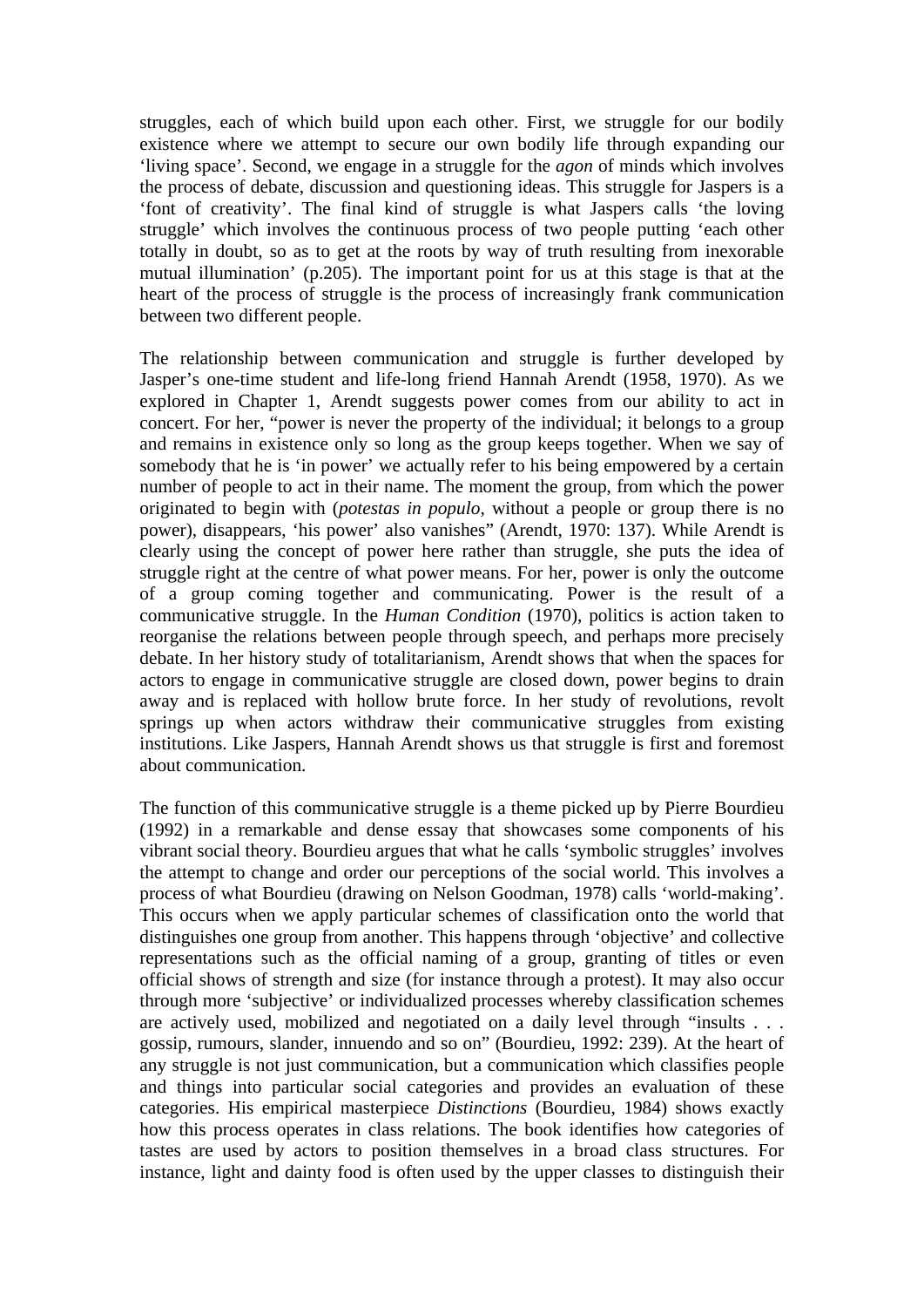struggles, each of which build upon each other. First, we struggle for our bodily existence where we attempt to secure our own bodily life through expanding our 'living space'. Second, we engage in a struggle for the *agon* of minds which involves the process of debate, discussion and questioning ideas. This struggle for Jaspers is a 'font of creativity'. The final kind of struggle is what Jaspers calls 'the loving struggle' which involves the continuous process of two people putting 'each other totally in doubt, so as to get at the roots by way of truth resulting from inexorable mutual illumination' (p.205). The important point for us at this stage is that at the heart of the process of struggle is the process of increasingly frank communication between two different people.

The relationship between communication and struggle is further developed by Jasper's one-time student and life-long friend Hannah Arendt (1958, 1970). As we explored in Chapter 1, Arendt suggests power comes from our ability to act in concert. For her, "power is never the property of the individual; it belongs to a group and remains in existence only so long as the group keeps together. When we say of somebody that he is 'in power' we actually refer to his being empowered by a certain number of people to act in their name. The moment the group, from which the power originated to begin with (*potestas in populo*, without a people or group there is no power), disappears, 'his power' also vanishes" (Arendt, 1970: 137). While Arendt is clearly using the concept of power here rather than struggle, she puts the idea of struggle right at the centre of what power means. For her, power is only the outcome of a group coming together and communicating. Power is the result of a communicative struggle. In the *Human Condition* (1970), politics is action taken to reorganise the relations between people through speech, and perhaps more precisely debate. In her history study of totalitarianism, Arendt shows that when the spaces for actors to engage in communicative struggle are closed down, power begins to drain away and is replaced with hollow brute force. In her study of revolutions, revolt springs up when actors withdraw their communicative struggles from existing institutions. Like Jaspers, Hannah Arendt shows us that struggle is first and foremost about communication.

The function of this communicative struggle is a theme picked up by Pierre Bourdieu (1992) in a remarkable and dense essay that showcases some components of his vibrant social theory. Bourdieu argues that what he calls 'symbolic struggles' involves the attempt to change and order our perceptions of the social world. This involves a process of what Bourdieu (drawing on Nelson Goodman, 1978) calls 'world-making'. This occurs when we apply particular schemes of classification onto the world that distinguishes one group from another. This happens through 'objective' and collective representations such as the official naming of a group, granting of titles or even official shows of strength and size (for instance through a protest). It may also occur through more 'subjective' or individualized processes whereby classification schemes are actively used, mobilized and negotiated on a daily level through "insults . . . gossip, rumours, slander, innuendo and so on" (Bourdieu, 1992: 239). At the heart of any struggle is not just communication, but a communication which classifies people and things into particular social categories and provides an evaluation of these categories. His empirical masterpiece *Distinctions* (Bourdieu, 1984) shows exactly how this process operates in class relations. The book identifies how categories of tastes are used by actors to position themselves in a broad class structures. For instance, light and dainty food is often used by the upper classes to distinguish their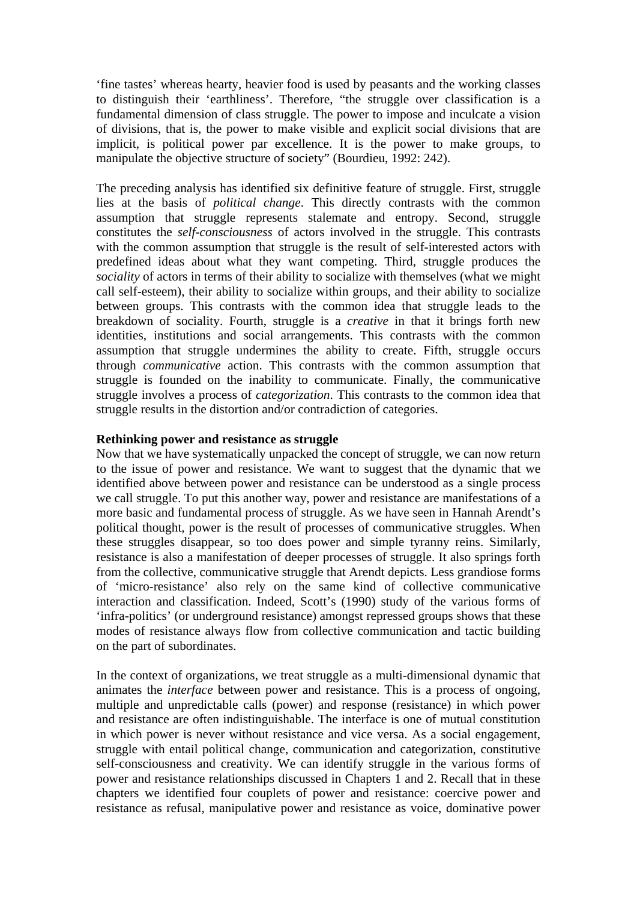‘fine tastes’ whereas hearty, heavier food is used by peasants and the working classes to distinguish their ‘earthliness’. Therefore, “the struggle over classification is a fundamental dimension of class struggle. The power to impose and inculcate a vision of divisions, that is, the power to make visible and explicit social divisions that are implicit, is political power par excellence. It is the power to make groups, to manipulate the objective structure of society” (Bourdieu, 1992: 242).

The preceding analysis has identified six definitive feature of struggle. First, struggle lies at the basis of *political change*. This directly contrasts with the common assumption that struggle represents stalemate and entropy. Second, struggle constitutes the *self-consciousness* of actors involved in the struggle. This contrasts with the common assumption that struggle is the result of self-interested actors with predefined ideas about what they want competing. Third, struggle produces the *sociality* of actors in terms of their ability to socialize with themselves (what we might call self-esteem), their ability to socialize within groups, and their ability to socialize between groups. This contrasts with the common idea that struggle leads to the breakdown of sociality. Fourth, struggle is a *creative* in that it brings forth new identities, institutions and social arrangements. This contrasts with the common assumption that struggle undermines the ability to create. Fifth, struggle occurs through *communicative* action. This contrasts with the common assumption that struggle is founded on the inability to communicate. Finally, the communicative struggle involves a process of *categorization*. This contrasts to the common idea that struggle results in the distortion and/or contradiction of categories.

**Rethinking power and resistance as struggle**

Now that we have systematically unpacked the concept of struggle, we can now return to the issue of power and resistance. We want to suggest that the dynamic that we identified above between power and resistance can be understood as a single process we call struggle. To put this another way, power and resistance are manifestations of a more basic and fundamental process of struggle. As we have seen in Hannah Arendt’s political thought, power is the result of processes of communicative struggles. When these struggles disappear, so too does power and simple tyranny reins. Similarly, resistance is also a manifestation of deeper processes of struggle. It also springs forth from the collective, communicative struggle that Arendt depicts. Less grandiose forms of ‘micro-resistance’ also rely on the same kind of collective communicative interaction and classification. Indeed, Scott’s (1990) study of the various forms of ‘infra-politics’ (or underground resistance) amongst repressed groups shows that these modes of resistance always flow from collective communication and tactic building on the part of subordinates.

In the context of organizations, we treat struggle as a multi-dimensional dynamic that animates the *interface* between power and resistance. This is a process of ongoing, multiple and unpredictable calls (power) and response (resistance) in which power and resistance are often indistinguishable. The interface is one of mutual constitution in which power is never without resistance and vice versa. As a social engagement, struggle with entail political change, communication and categorization, constitutive self-consciousness and creativity. We can identify struggle in the various forms of power and resistance relationships discussed in Chapters 1 and 2. Recall that in these chapters we identified four couplets of power and resistance: coercive power and resistance as refusal, manipulative power and resistance as voice, dominative power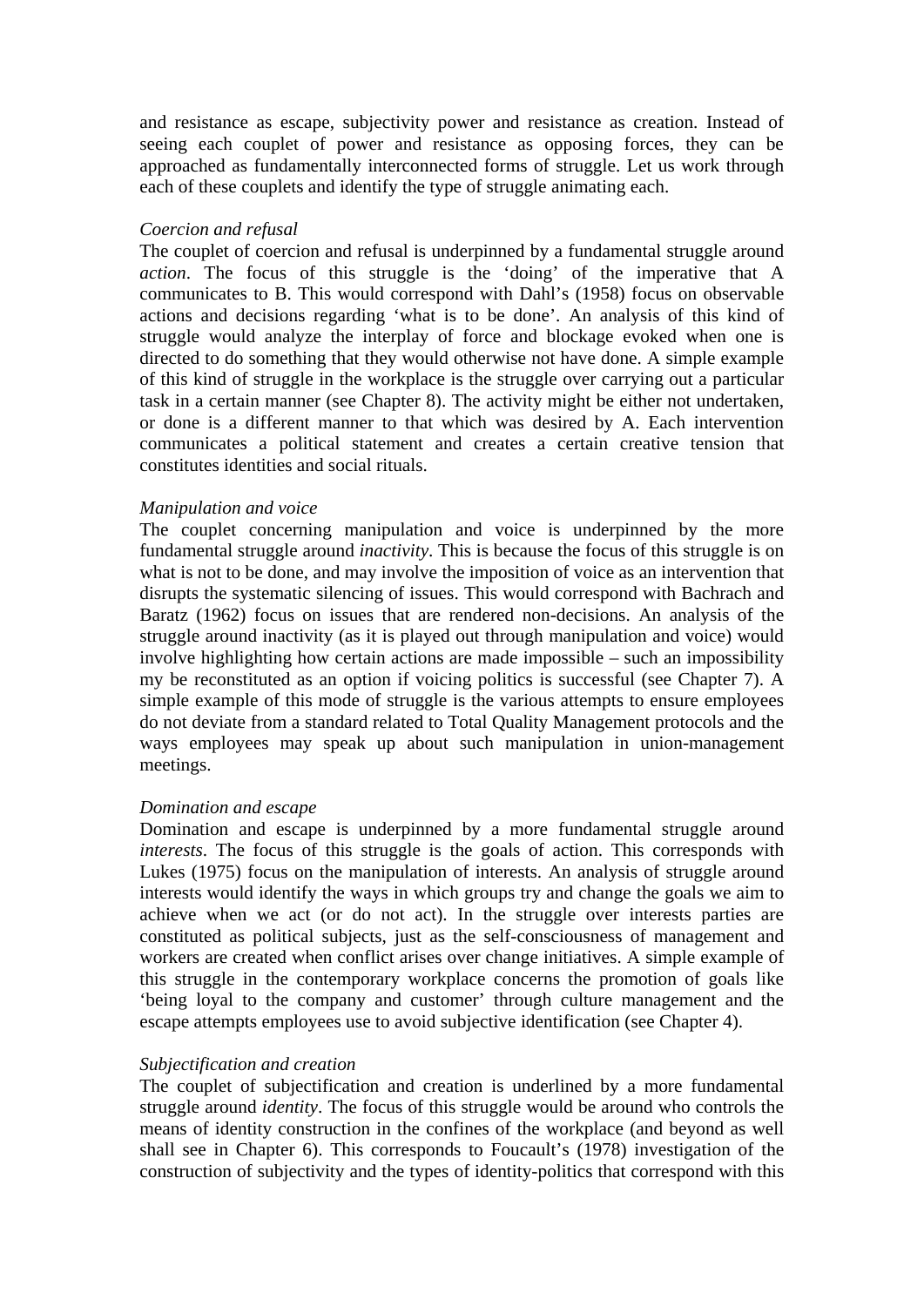and resistance as escape, subjectivity power and resistance as creation. Instead of seeing each couplet of power and resistance as opposing forces, they can be approached as fundamentally interconnected forms of struggle. Let us work through each of these couplets and identify the type of struggle animating each.

*Coercion and refusal*

The couplet of coercion and refusal is underpinned by a fundamental struggle around *action*. The focus of this struggle is the 'doing' of the imperative that A communicates to B. This would correspond with Dahl's (1958) focus on observable actions and decisions regarding 'what is to be done'. An analysis of this kind of struggle would analyze the interplay of force and blockage evoked when one is directed to do something that they would otherwise not have done. A simple example of this kind of struggle in the workplace is the struggle over carrying out a particular task in a certain manner (see Chapter 8). The activity might be either not undertaken, or done is a different manner to that which was desired by A. Each intervention communicates a political statement and creates a certain creative tension that constitutes identities and social rituals.

*Manipulation and voice*

The couplet concerning manipulation and voice is underpinned by the more fundamental struggle around *inactivity*. This is because the focus of this struggle is on what is not to be done, and may involve the imposition of voice as an intervention that disrupts the systematic silencing of issues. This would correspond with Bachrach and Baratz (1962) focus on issues that are rendered non-decisions. An analysis of the struggle around inactivity (as it is played out through manipulation and voice) would involve highlighting how certain actions are made impossible – such an impossibility my be reconstituted as an option if voicing politics is successful (see Chapter 7). A simple example of this mode of struggle is the various attempts to ensure employees do not deviate from a standard related to Total Quality Management protocols and the ways employees may speak up about such manipulation in union-management meetings.

*Domination and escape*

Domination and escape is underpinned by a more fundamental struggle around *interests*. The focus of this struggle is the goals of action. This corresponds with Lukes (1975) focus on the manipulation of interests. An analysis of struggle around interests would identify the ways in which groups try and change the goals we aim to achieve when we act (or do not act). In the struggle over interests parties are constituted as political subjects, just as the self-consciousness of management and workers are created when conflict arises over change initiatives. A simple example of this struggle in the contemporary workplace concerns the promotion of goals like 'being loyal to the company and customer' through culture management and the escape attempts employees use to avoid subjective identification (see Chapter 4).

*Subjectification and creation*

The couplet of subjectification and creation is underlined by a more fundamental struggle around *identity*. The focus of this struggle would be around who controls the means of identity construction in the confines of the workplace (and beyond as well shall see in Chapter 6). This corresponds to Foucault's (1978) investigation of the construction of subjectivity and the types of identity-politics that correspond with this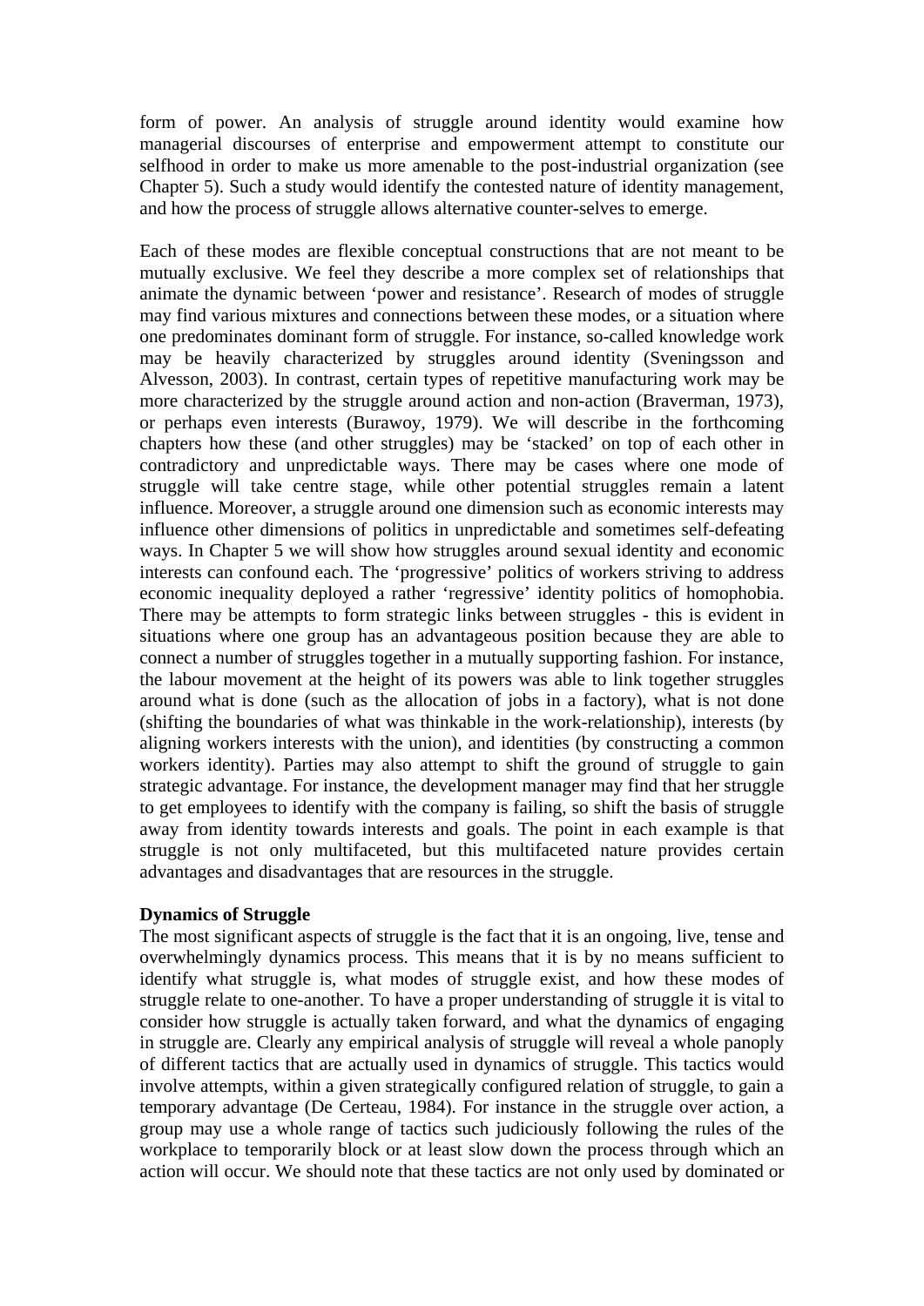form of power. An analysis of struggle around identity would examine how managerial discourses of enterprise and empowerment attempt to constitute our selfhood in order to make us more amenable to the post-industrial organization (see Chapter 5). Such a study would identify the contested nature of identity management, and how the process of struggle allows alternative counter-selves to emerge.

Each of these modes are flexible conceptual constructions that are not meant to be mutually exclusive. We feel they describe a more complex set of relationships that animate the dynamic between 'power and resistance'. Research of modes of struggle may find various mixtures and connections between these modes, or a situation where one predominates dominant form of struggle. For instance, so-called knowledge work may be heavily characterized by struggles around identity (Sveningsson and Alvesson, 2003). In contrast, certain types of repetitive manufacturing work may be more characterized by the struggle around action and non-action (Braverman, 1973), or perhaps even interests (Burawoy, 1979). We will describe in the forthcoming chapters how these (and other struggles) may be 'stacked' on top of each other in contradictory and unpredictable ways. There may be cases where one mode of struggle will take centre stage, while other potential struggles remain a latent influence. Moreover, a struggle around one dimension such as economic interests may influence other dimensions of politics in unpredictable and sometimes self-defeating ways. In Chapter 5 we will show how struggles around sexual identity and economic interests can confound each. The 'progressive' politics of workers striving to address economic inequality deployed a rather 'regressive' identity politics of homophobia. There may be attempts to form strategic links between struggles - this is evident in situations where one group has an advantageous position because they are able to connect a number of struggles together in a mutually supporting fashion. For instance, the labour movement at the height of its powers was able to link together struggles around what is done (such as the allocation of jobs in a factory), what is not done (shifting the boundaries of what was thinkable in the work-relationship), interests (by aligning workers interests with the union), and identities (by constructing a common workers identity). Parties may also attempt to shift the ground of struggle to gain strategic advantage. For instance, the development manager may find that her struggle to get employees to identify with the company is failing, so shift the basis of struggle away from identity towards interests and goals. The point in each example is that struggle is not only multifaceted, but this multifaceted nature provides certain advantages and disadvantages that are resources in the struggle.

**Dynamics of Struggle**

The most significant aspects of struggle is the fact that it is an ongoing, live, tense and overwhelmingly dynamics process. This means that it is by no means sufficient to identify what struggle is, what modes of struggle exist, and how these modes of struggle relate to one-another. To have a proper understanding of struggle it is vital to consider how struggle is actually taken forward, and what the dynamics of engaging in struggle are. Clearly any empirical analysis of struggle will reveal a whole panoply of different tactics that are actually used in dynamics of struggle. This tactics would involve attempts, within a given strategically configured relation of struggle, to gain a temporary advantage (De Certeau, 1984). For instance in the struggle over action, a group may use a whole range of tactics such judiciously following the rules of the workplace to temporarily block or at least slow down the process through which an action will occur. We should note that these tactics are not only used by dominated or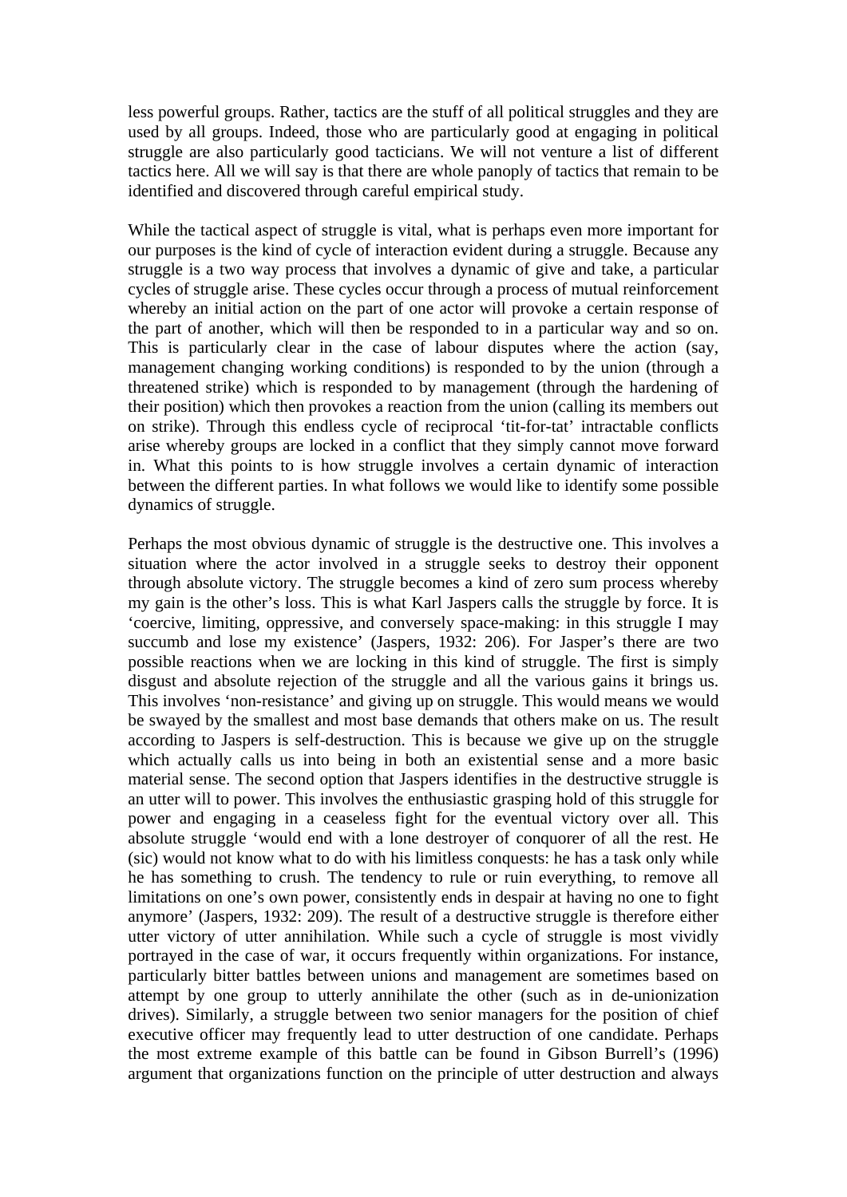less powerful groups. Rather, tactics are the stuff of all political struggles and they are used by all groups. Indeed, those who are particularly good at engaging in political struggle are also particularly good tacticians. We will not venture a list of different tactics here. All we will say is that there are whole panoply of tactics that remain to be identified and discovered through careful empirical study.

While the tactical aspect of struggle is vital, what is perhaps even more important for our purposes is the kind of cycle of interaction evident during a struggle. Because any struggle is a two way process that involves a dynamic of give and take, a particular cycles of struggle arise. These cycles occur through a process of mutual reinforcement whereby an initial action on the part of one actor will provoke a certain response of the part of another, which will then be responded to in a particular way and so on. This is particularly clear in the case of labour disputes where the action (say, management changing working conditions) is responded to by the union (through a threatened strike) which is responded to by management (through the hardening of their position) which then provokes a reaction from the union (calling its members out on strike). Through this endless cycle of reciprocal 'tit-for-tat' intractable conflicts arise whereby groups are locked in a conflict that they simply cannot move forward in. What this points to is how struggle involves a certain dynamic of interaction between the different parties. In what follows we would like to identify some possible dynamics of struggle.

Perhaps the most obvious dynamic of struggle is the destructive one. This involves a situation where the actor involved in a struggle seeks to destroy their opponent through absolute victory. The struggle becomes a kind of zero sum process whereby my gain is the other's loss. This is what Karl Jaspers calls the struggle by force. It is 'coercive, limiting, oppressive, and conversely space-making: in this struggle I may succumb and lose my existence' (Jaspers, 1932: 206). For Jasper's there are two possible reactions when we are locking in this kind of struggle. The first is simply disgust and absolute rejection of the struggle and all the various gains it brings us. This involves 'non-resistance' and giving up on struggle. This would means we would be swayed by the smallest and most base demands that others make on us. The result according to Jaspers is self-destruction. This is because we give up on the struggle which actually calls us into being in both an existential sense and a more basic material sense. The second option that Jaspers identifies in the destructive struggle is an utter will to power. This involves the enthusiastic grasping hold of this struggle for power and engaging in a ceaseless fight for the eventual victory over all. This absolute struggle 'would end with a lone destroyer of conquorer of all the rest. He (sic) would not know what to do with his limitless conquests: he has a task only while he has something to crush. The tendency to rule or ruin everything, to remove all limitations on one's own power, consistently ends in despair at having no one to fight anymore' (Jaspers, 1932: 209). The result of a destructive struggle is therefore either utter victory of utter annihilation. While such a cycle of struggle is most vividly portrayed in the case of war, it occurs frequently within organizations. For instance, particularly bitter battles between unions and management are sometimes based on attempt by one group to utterly annihilate the other (such as in de-unionization drives). Similarly, a struggle between two senior managers for the position of chief executive officer may frequently lead to utter destruction of one candidate. Perhaps the most extreme example of this battle can be found in Gibson Burrell's (1996) argument that organizations function on the principle of utter destruction and always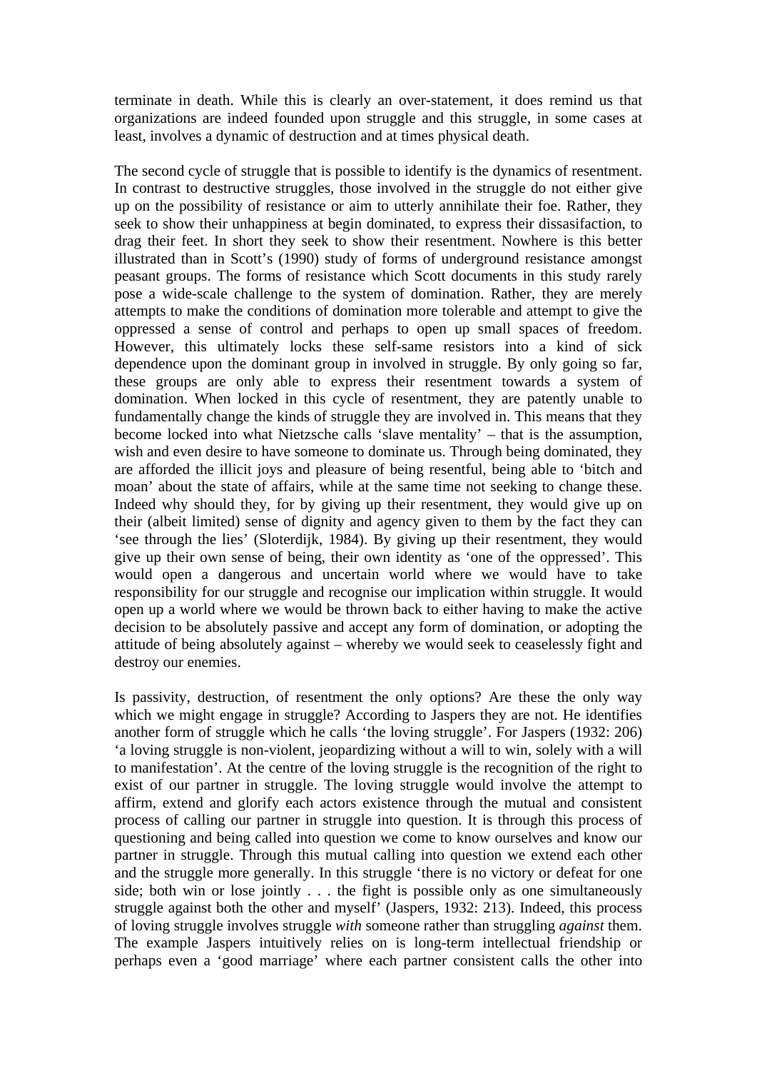terminate in death. While this is clearly an over-statement, it does remind us that organizations are indeed founded upon struggle and this struggle, in some cases at least, involves a dynamic of destruction and at times physical death.

The second cycle of struggle that is possible to identify is the dynamics of resentment. In contrast to destructive struggles, those involved in the struggle do not either give up on the possibility of resistance or aim to utterly annihilate their foe. Rather, they seek to show their unhappiness at begin dominated, to express their dissasifaction, to drag their feet. In short they seek to show their resentment. Nowhere is this better illustrated than in Scott's (1990) study of forms of underground resistance amongst peasant groups. The forms of resistance which Scott documents in this study rarely pose a wide-scale challenge to the system of domination. Rather, they are merely attempts to make the conditions of domination more tolerable and attempt to give the oppressed a sense of control and perhaps to open up small spaces of freedom. However, this ultimately locks these self-same resistors into a kind of sick dependence upon the dominant group in involved in struggle. By only going so far, these groups are only able to express their resentment towards a system of domination. When locked in this cycle of resentment, they are patently unable to fundamentally change the kinds of struggle they are involved in. This means that they become locked into what Nietzsche calls 'slave mentality' – that is the assumption, wish and even desire to have someone to dominate us. Through being dominated, they are afforded the illicit joys and pleasure of being resentful, being able to 'bitch and moan' about the state of affairs, while at the same time not seeking to change these. Indeed why should they, for by giving up their resentment, they would give up on their (albeit limited) sense of dignity and agency given to them by the fact they can 'see through the lies' (Sloterdijk, 1984). By giving up their resentment, they would give up their own sense of being, their own identity as 'one of the oppressed'. This would open a dangerous and uncertain world where we would have to take responsibility for our struggle and recognise our implication within struggle. It would open up a world where we would be thrown back to either having to make the active decision to be absolutely passive and accept any form of domination, or adopting the attitude of being absolutely against – whereby we would seek to ceaselessly fight and destroy our enemies.

Is passivity, destruction, of resentment the only options? Are these the only way which we might engage in struggle? According to Jaspers they are not. He identifies another form of struggle which he calls 'the loving struggle'. For Jaspers (1932: 206) 'a loving struggle is non-violent, jeopardizing without a will to win, solely with a will to manifestation'. At the centre of the loving struggle is the recognition of the right to exist of our partner in struggle. The loving struggle would involve the attempt to affirm, extend and glorify each actors existence through the mutual and consistent process of calling our partner in struggle into question. It is through this process of questioning and being called into question we come to know ourselves and know our partner in struggle. Through this mutual calling into question we extend each other and the struggle more generally. In this struggle 'there is no victory or defeat for one side; both win or lose jointly . . . the fight is possible only as one simultaneously struggle against both the other and myself' (Jaspers, 1932: 213). Indeed, this process of loving struggle involves struggle *with* someone rather than struggling *against* them. The example Jaspers intuitively relies on is long-term intellectual friendship or perhaps even a 'good marriage' where each partner consistent calls the other into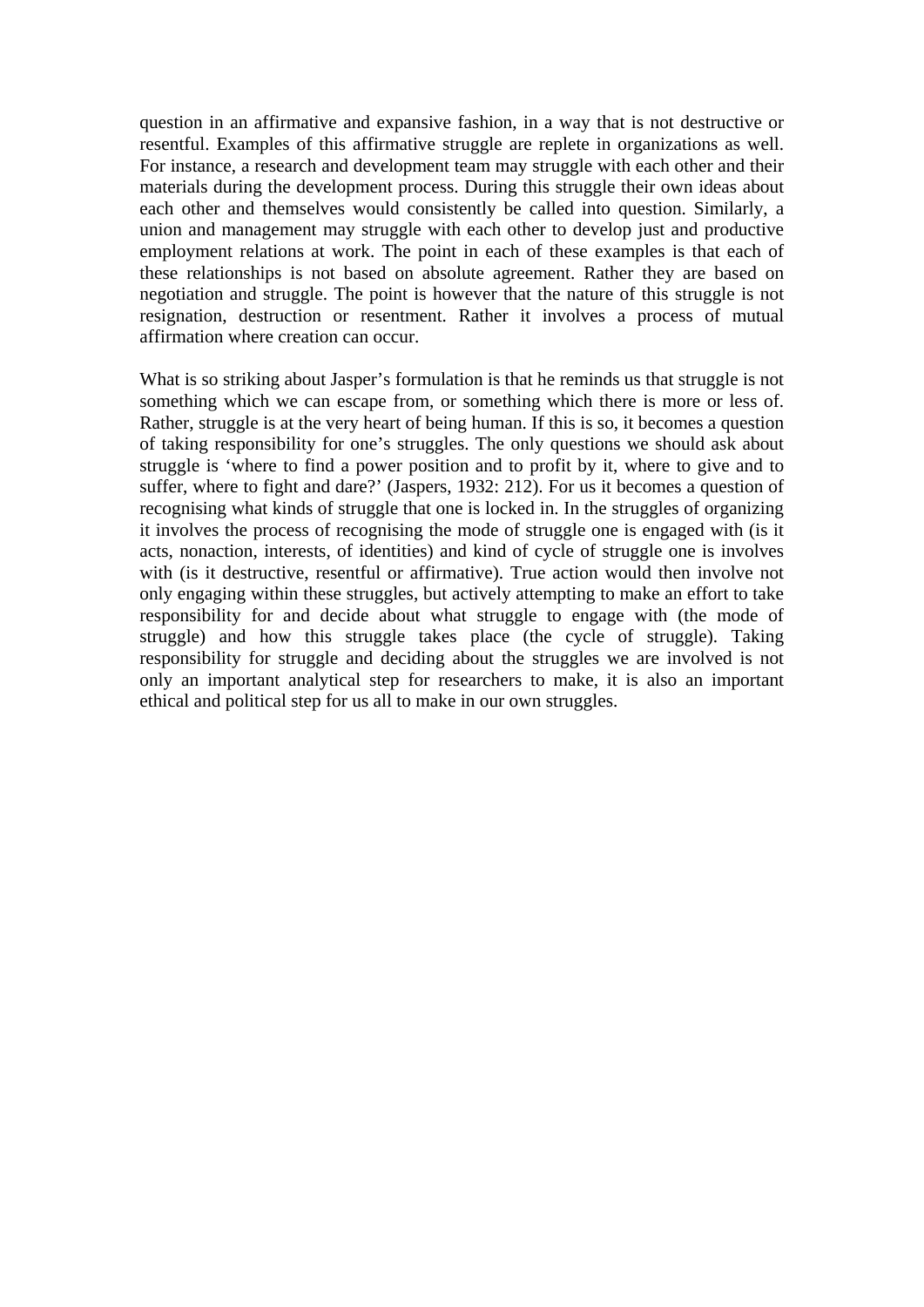question in an affirmative and expansive fashion, in a way that is not destructive or resentful. Examples of this affirmative struggle are replete in organizations as well. For instance, a research and development team may struggle with each other and their materials during the development process. During this struggle their own ideas about each other and themselves would consistently be called into question. Similarly, a union and management may struggle with each other to develop just and productive employment relations at work. The point in each of these examples is that each of these relationships is not based on absolute agreement. Rather they are based on negotiation and struggle. The point is however that the nature of this struggle is not resignation, destruction or resentment. Rather it involves a process of mutual affirmation where creation can occur.

What is so striking about Jasper's formulation is that he reminds us that struggle is not something which we can escape from, or something which there is more or less of. Rather, struggle is at the very heart of being human. If this is so, it becomes a question of taking responsibility for one's struggles. The only questions we should ask about struggle is 'where to find a power position and to profit by it, where to give and to suffer, where to fight and dare?' (Jaspers, 1932: 212). For us it becomes a question of recognising what kinds of struggle that one is locked in. In the struggles of organizing it involves the process of recognising the mode of struggle one is engaged with (is it acts, nonaction, interests, of identities) and kind of cycle of struggle one is involves with (is it destructive, resentful or affirmative). True action would then involve not only engaging within these struggles, but actively attempting to make an effort to take responsibility for and decide about what struggle to engage with (the mode of struggle) and how this struggle takes place (the cycle of struggle). Taking responsibility for struggle and deciding about the struggles we are involved is not only an important analytical step for researchers to make, it is also an important ethical and political step for us all to make in our own struggles.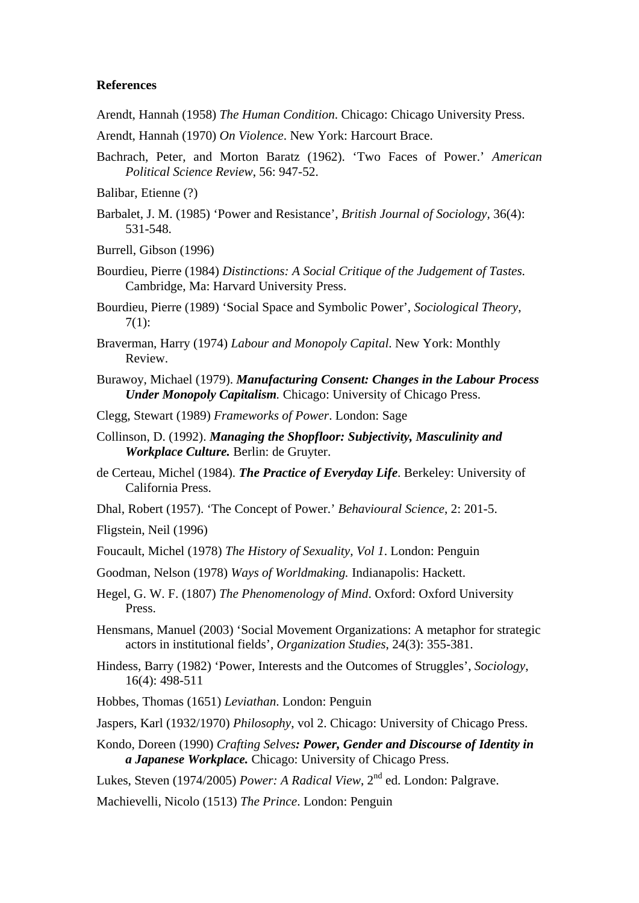**References**

Arendt, Hannah (1958) *The Human Condition*. Chicago: Chicago University Press.

Arendt, Hannah (1970) *On Violence*. New York: Harcourt Brace.

Bachrach, Peter, and Morton Baratz (1962). 'Two Faces of Power.' *American Political Science Review*, 56: 947-52.

Balibar, Etienne (?)

Barbalet, J. M. (1985) 'Power and Resistance', *British Journal of Sociology*, 36(4): 531-548.

Burrell, Gibson (1996)

Bourdieu, Pierre (1984) *Distinctions: A Social Critique of the Judgement of Tastes.* Cambridge, Ma: Harvard University Press.

Bourdieu, Pierre (1989) 'Social Space and Symbolic Power', *Sociological Theory*, 7(1):

Braverman, Harry (1974) *Labour and Monopoly Capital*. New York: Monthly Review.

Burawoy, Michael (1979). ***Manufacturing Consent: Changes in the Labour Process Under Monopoly Capitalism.*** Chicago: University of Chicago Press.

Clegg, Stewart (1989) *Frameworks of Power*. London: Sage

Collinson, D. (1992). ***Managing the Shopfloor: Subjectivity, Masculinity and Workplace Culture.*** Berlin: de Gruyter.

de Certeau, Michel (1984). ***The Practice of Everyday Life***. Berkeley: University of California Press.

Dhal, Robert (1957). 'The Concept of Power.' *Behavioural Science*, 2: 201-5.

Fligstein, Neil (1996)

Foucault, Michel (1978) *The History of Sexuality, Vol 1*. London: Penguin

Goodman, Nelson (1978) *Ways of Worldmaking.* Indianapolis: Hackett.

Hegel, G. W. F. (1807) *The Phenomenology of Mind*. Oxford: Oxford University Press.

Hensmans, Manuel (2003) 'Social Movement Organizations: A metaphor for strategic actors in institutional fields', *Organization Studies*, 24(3): 355-381.

Hindess, Barry (1982) 'Power, Interests and the Outcomes of Struggles', *Sociology*, 16(4): 498-511

Hobbes, Thomas (1651) *Leviathan*. London: Penguin

Jaspers, Karl (1932/1970) *Philosophy*, vol 2. Chicago: University of Chicago Press.

Kondo, Doreen (1990) *Crafting Selves**: Power, Gender and Discourse of Identity in a Japanese Workplace.*** Chicago: University of Chicago Press.

Lukes, Steven (1974/2005) *Power: A Radical View*, 2nd ed. London: Palgrave.

Machievelli, Nicolo (1513) *The Prince*. London: Penguin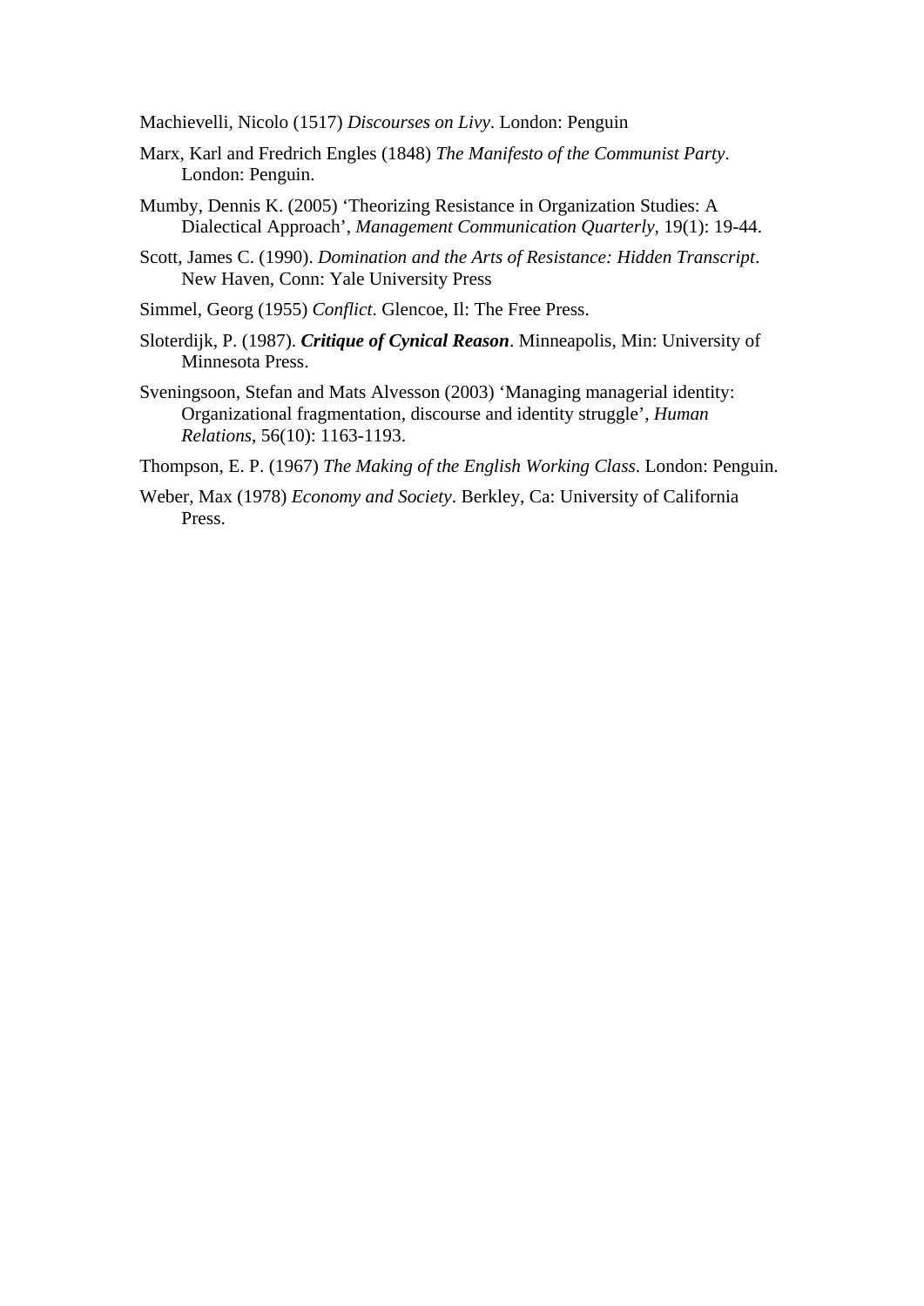Machievelli, Nicolo (1517) *Discourses on Livy*. London: Penguin

Marx, Karl and Fredrich Engles (1848) *The Manifesto of the Communist Party*. London: Penguin.

Mumby, Dennis K. (2005) 'Theorizing Resistance in Organization Studies: A Dialectical Approach', *Management Communication Quarterly*, 19(1): 19-44.

Scott, James C. (1990). *Domination and the Arts of Resistance: Hidden Transcript*. New Haven, Conn: Yale University Press

Simmel, Georg (1955) *Conflict*. Glencoe, Il: The Free Press.

Sloterdijk, P. (1987). ***Critique of Cynical Reason***. Minneapolis, Min: University of Minnesota Press.

Sveningsoon, Stefan and Mats Alvesson (2003) 'Managing managerial identity: Organizational fragmentation, discourse and identity struggle', *Human Relations*, 56(10): 1163-1193.

Thompson, E. P. (1967) *The Making of the English Working Class*. London: Penguin.

Weber, Max (1978) *Economy and Society*. Berkley, Ca: University of California Press.